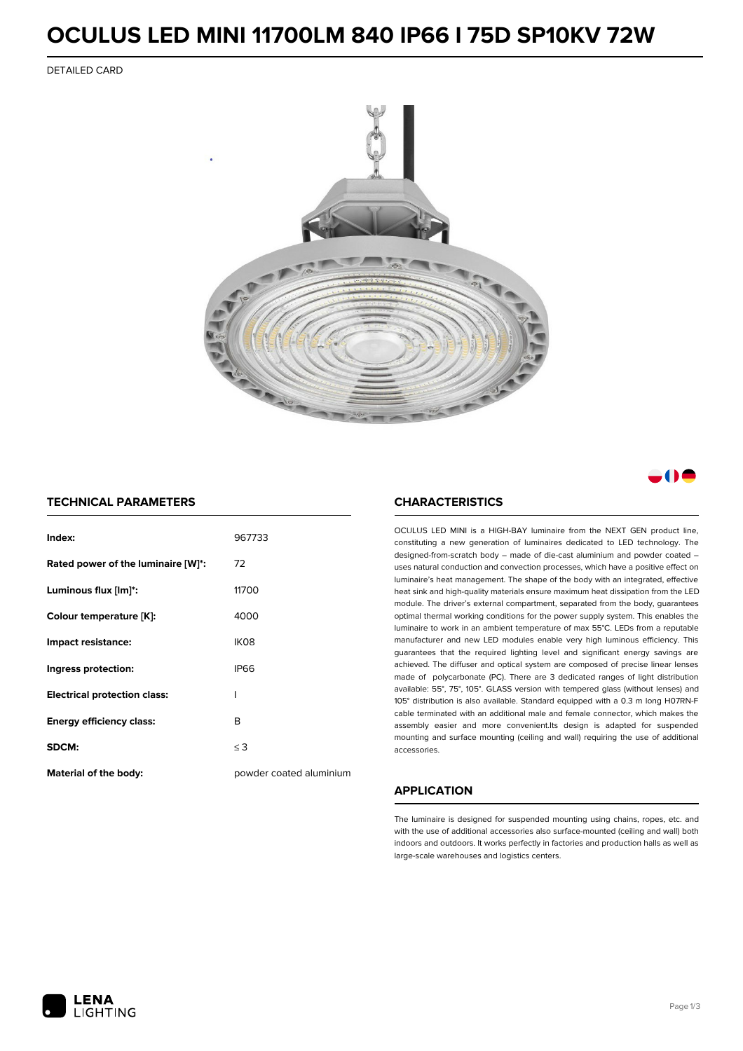# OCULUS LED MINI 11700LM 840 IP66 I 75D SP10KV 72W

DETAILED CARD

## TECHNICAL PARAMETERS

| | |
|---|---|
| **Index:** | 967733 |
| **Rated power of the luminaire [W]*:** | 72 |
| **Luminous flux [lm]*:** | 11700 |
| **Colour temperature [K]:** | 4000 |
| **Impact resistance:** | IK08 |
| **Ingress protection:** | IP66 |
| **Electrical protection class:** | I |
| **Energy efficiency class:** | B |
| **SDCM:** | ≤ 3 |
| **Material of the body:** | powder coated aluminium |

## CHARACTERISTICS

OCULUS LED MINI is a HIGH-BAY luminaire from the NEXT GEN product line, constituting a new generation of luminaires dedicated to LED technology. The designed-from-scratch body – made of die-cast aluminium and powder coated – uses natural conduction and convection processes, which have a positive effect on luminaire's heat management. The shape of the body with an integrated, effective heat sink and high-quality materials ensure maximum heat dissipation from the LED module. The driver's external compartment, separated from the body, guarantees optimal thermal working conditions for the power supply system. This enables the luminaire to work in an ambient temperature of max 55°C. LEDs from a reputable manufacturer and new LED modules enable very high luminous efficiency. This guarantees that the required lighting level and significant energy savings are achieved. The diffuser and optical system are composed of precise linear lenses made of polycarbonate (PC). There are 3 dedicated ranges of light distribution available: 55°, 75°, 105°. GLASS version with tempered glass (without lenses) and 105° distribution is also available. Standard equipped with a 0.3 m long H07RN-F cable terminated with an additional male and female connector, which makes the assembly easier and more convenient.Its design is adapted for suspended mounting and surface mounting (ceiling and wall) requiring the use of additional accessories.

## APPLICATION

The luminaire is designed for suspended mounting using chains, ropes, etc. and with the use of additional accessories also surface-mounted (ceiling and wall) both indoors and outdoors. It works perfectly in factories and production halls as well as large-scale warehouses and logistics centers.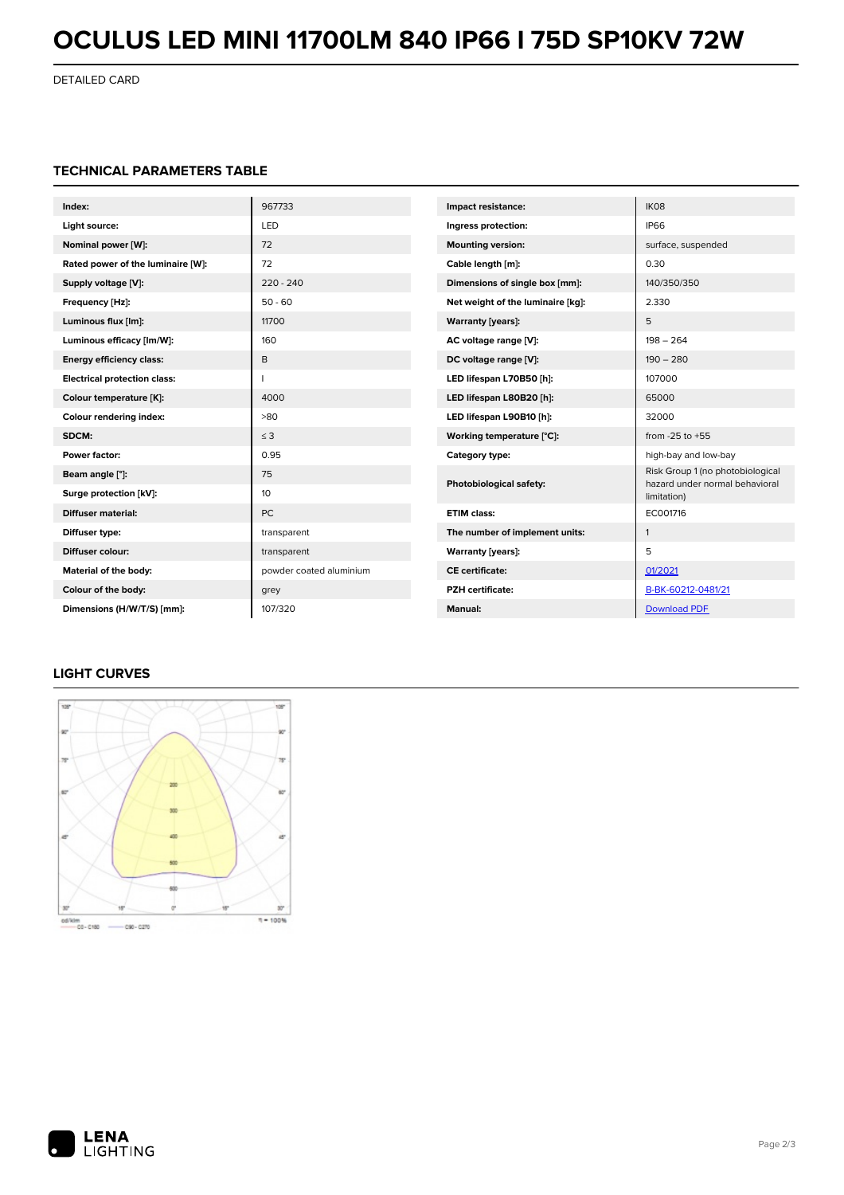# OCULUS LED MINI 11700LM 840 IP66 I 75D SP10KV 72W

DETAILED CARD

## TECHNICAL PARAMETERS TABLE

| | |
|---|---|
| **Index:** | 967733 |
| **Light source:** | LED |
| **Nominal power [W]:** | 72 |
| **Rated power of the luminaire [W]:** | 72 |
| **Supply voltage [V]:** | 220 - 240 |
| **Frequency [Hz]:** | 50 - 60 |
| **Luminous flux [lm]:** | 11700 |
| **Luminous efficacy [lm/W]:** | 160 |
| **Energy efficiency class:** | B |
| **Electrical protection class:** | I |
| **Colour temperature [K]:** | 4000 |
| **Colour rendering index:** | >80 |
| **SDCM:** | ≤ 3 |
| **Power factor:** | 0.95 |
| **Beam angle [°]:** | 75 |
| **Surge protection [kV]:** | 10 |
| **Diffuser material:** | PC |
| **Diffuser type:** | transparent |
| **Diffuser colour:** | transparent |
| **Material of the body:** | powder coated aluminium |
| **Colour of the body:** | grey |
| **Dimensions (H/W/T/S) [mm]:** | 107/320 |

| | |
|---|---|
| **Impact resistance:** | IK08 |
| **Ingress protection:** | IP66 |
| **Mounting version:** | surface, suspended |
| **Cable length [m]:** | 0.30 |
| **Dimensions of single box [mm]:** | 140/350/350 |
| **Net weight of the luminaire [kg]:** | 2.330 |
| **Warranty [years]:** | 5 |
| **AC voltage range [V]:** | 198 – 264 |
| **DC voltage range [V]:** | 190 – 280 |
| **LED lifespan L70B50 [h]:** | 107000 |
| **LED lifespan L80B20 [h]:** | 65000 |
| **LED lifespan L90B10 [h]:** | 32000 |
| **Working temperature [°C]:** | from -25 to +55 |
| **Category type:** | high-bay and low-bay |
| **Photobiological safety:** | Risk Group 1 (no photobiological hazard under normal behavioral limitation) |
| **ETIM class:** | EC001716 |
| **The number of implement units:** | 1 |
| **Warranty [years]:** | 5 |
| **CE certificate:** | 01/2021 |
| **PZH certificate:** | B-BK-60212-0481/21 |
| **Manual:** | Download PDF |

## LIGHT CURVES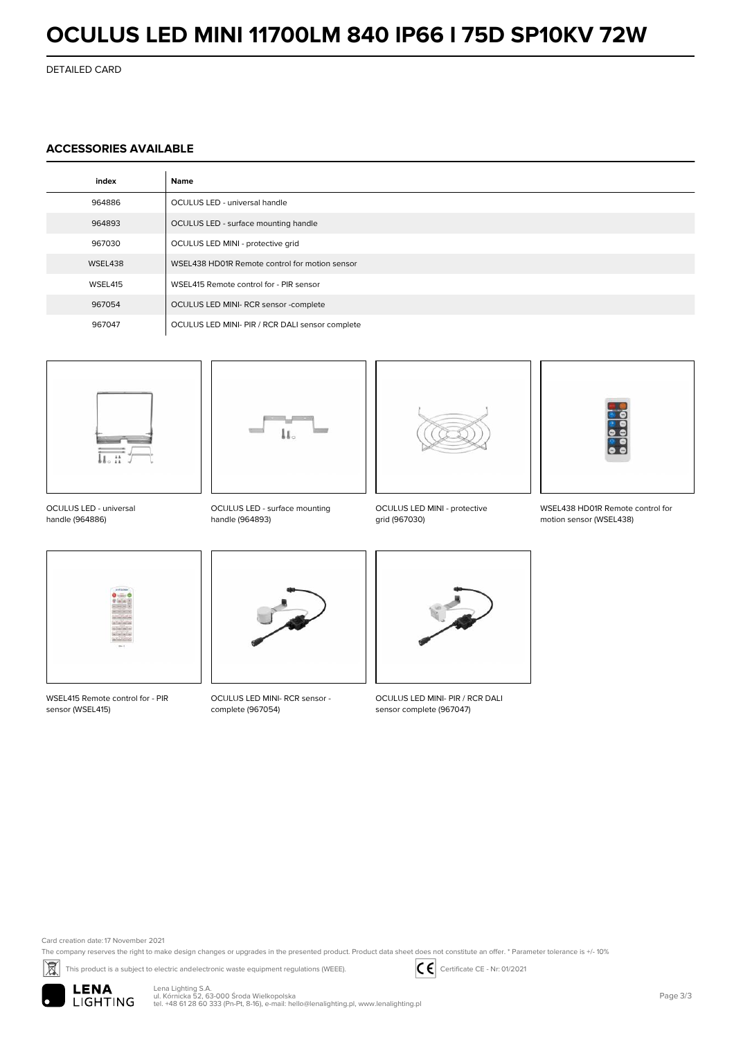# OCULUS LED MINI 11700LM 840 IP66 I 75D SP10KV 72W

DETAILED CARD

## ACCESSORIES AVAILABLE

| index | Name |
| --- | --- |
| 964886 | OCULUS LED - universal handle |
| 964893 | OCULUS LED - surface mounting handle |
| 967030 | OCULUS LED MINI - protective grid |
| WSEL438 | WSEL438 HD01R Remote control for motion sensor |
| WSEL415 | WSEL415 Remote control for - PIR sensor |
| 967054 | OCULUS LED MINI- RCR sensor -complete |
| 967047 | OCULUS LED MINI- PIR / RCR DALI sensor complete |

OCULUS LED - universal handle (964886)

OCULUS LED - surface mounting handle (964893)

OCULUS LED MINI - protective grid (967030)

WSEL438 HD01R Remote control for motion sensor (WSEL438)

WSEL415 Remote control for - PIR sensor (WSEL415)

OCULUS LED MINI- RCR sensor - complete (967054)

OCULUS LED MINI- PIR / RCR DALI sensor complete (967047)

Card creation date: 17 November 2021

The company reserves the right to make design changes or upgrades in the presented product. Product data sheet does not constitute an offer. * Parameter tolerance is +/- 10%

This product is a subject to electric andelectronic waste equipment regulations (WEEE).

Certificate CE - Nr: 01/2021

Lena Lighting S.A.
ul. Kórnicka 52, 63-000 Środa Wielkopolska
tel. +48 61 28 60 333 (Pn-Pt, 8-16), e-mail: hello@lenalighting.pl, www.lenalighting.pl